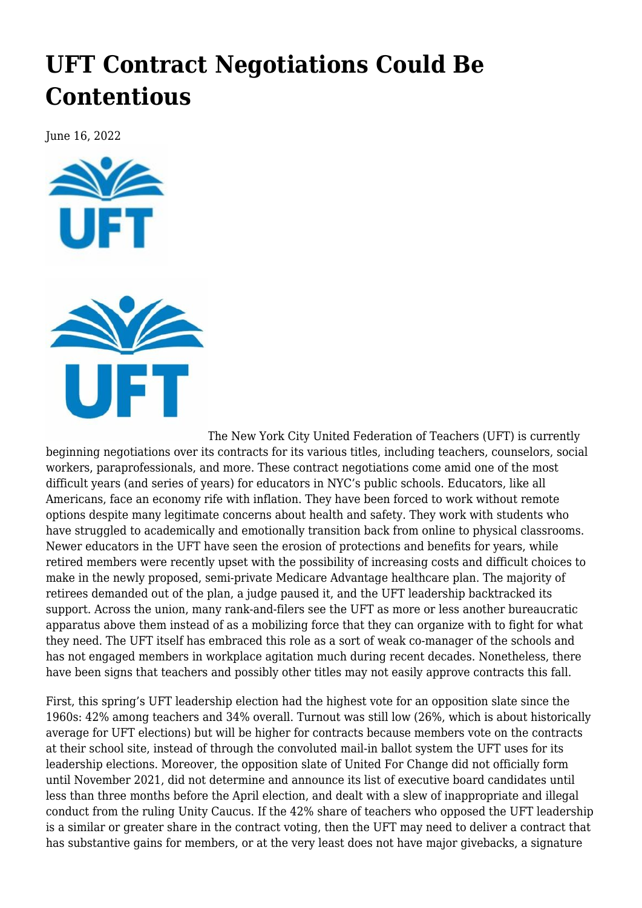# UFT Contract Negotiations Could Be Contentious

June 16, 2022

The New York City United Federation of Teachers (UFT) is currently beginning negotiations over its contracts for its various titles, including teachers, counselors, social workers, paraprofessionals, and more. These contract negotiations come amid one of the most difficult years (and series of years) for educators in NYC's public schools. Educators, like all Americans, face an economy rife with inflation. They have been forced to work without remote options despite many legitimate concerns about health and safety. They work with students who have struggled to academically and emotionally transition back from online to physical classrooms. Newer educators in the UFT have seen the erosion of protections and benefits for years, while retired members were recently upset with the possibility of increasing costs and difficult choices to make in the newly proposed, semi-private Medicare Advantage healthcare plan. The majority of retirees demanded out of the plan, a judge paused it, and the UFT leadership backtracked its support. Across the union, many rank-and-filers see the UFT as more or less another bureaucratic apparatus above them instead of as a mobilizing force that they can organize with to fight for what they need. The UFT itself has embraced this role as a sort of weak co-manager of the schools and has not engaged members in workplace agitation much during recent decades. Nonetheless, there have been signs that teachers and possibly other titles may not easily approve contracts this fall.

First, this spring's UFT leadership election had the highest vote for an opposition slate since the 1960s: 42% among teachers and 34% overall. Turnout was still low (26%, which is about historically average for UFT elections) but will be higher for contracts because members vote on the contracts at their school site, instead of through the convoluted mail-in ballot system the UFT uses for its leadership elections. Moreover, the opposition slate of United For Change did not officially form until November 2021, did not determine and announce its list of executive board candidates until less than three months before the April election, and dealt with a slew of inappropriate and illegal conduct from the ruling Unity Caucus. If the 42% share of teachers who opposed the UFT leadership is a similar or greater share in the contract voting, then the UFT may need to deliver a contract that has substantive gains for members, or at the very least does not have major givebacks, a signature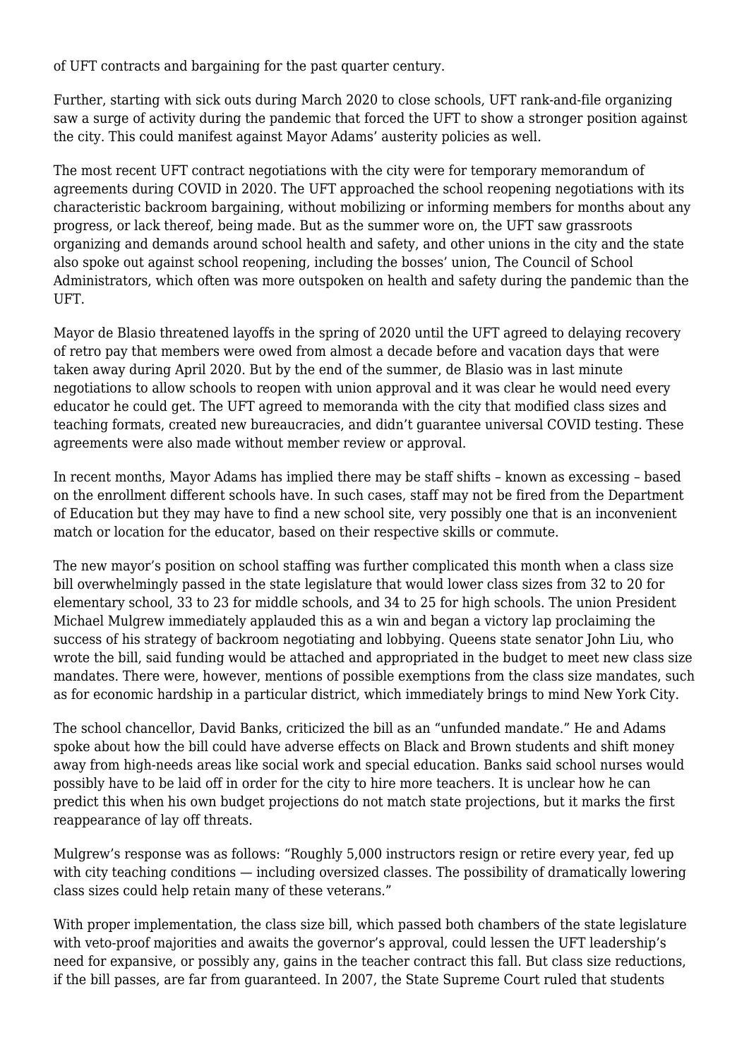of UFT contracts and bargaining for the past quarter century.

Further, starting with sick outs during March 2020 to close schools, UFT rank-and-file organizing saw a surge of activity during the pandemic that forced the UFT to show a stronger position against the city. This could manifest against Mayor Adams' austerity policies as well.

The most recent UFT contract negotiations with the city were for temporary memorandum of agreements during COVID in 2020. The UFT approached the school reopening negotiations with its characteristic backroom bargaining, without mobilizing or informing members for months about any progress, or lack thereof, being made. But as the summer wore on, the UFT saw grassroots organizing and demands around school health and safety, and other unions in the city and the state also spoke out against school reopening, including the bosses' union, The Council of School Administrators, which often was more outspoken on health and safety during the pandemic than the UFT.

Mayor de Blasio threatened layoffs in the spring of 2020 until the UFT agreed to delaying recovery of retro pay that members were owed from almost a decade before and vacation days that were taken away during April 2020. But by the end of the summer, de Blasio was in last minute negotiations to allow schools to reopen with union approval and it was clear he would need every educator he could get. The UFT agreed to memoranda with the city that modified class sizes and teaching formats, created new bureaucracies, and didn't guarantee universal COVID testing. These agreements were also made without member review or approval.

In recent months, Mayor Adams has implied there may be staff shifts – known as excessing – based on the enrollment different schools have. In such cases, staff may not be fired from the Department of Education but they may have to find a new school site, very possibly one that is an inconvenient match or location for the educator, based on their respective skills or commute.

The new mayor's position on school staffing was further complicated this month when a class size bill overwhelmingly passed in the state legislature that would lower class sizes from 32 to 20 for elementary school, 33 to 23 for middle schools, and 34 to 25 for high schools. The union President Michael Mulgrew immediately applauded this as a win and began a victory lap proclaiming the success of his strategy of backroom negotiating and lobbying. Queens state senator John Liu, who wrote the bill, said funding would be attached and appropriated in the budget to meet new class size mandates. There were, however, mentions of possible exemptions from the class size mandates, such as for economic hardship in a particular district, which immediately brings to mind New York City.

The school chancellor, David Banks, criticized the bill as an "unfunded mandate." He and Adams spoke about how the bill could have adverse effects on Black and Brown students and shift money away from high-needs areas like social work and special education. Banks said school nurses would possibly have to be laid off in order for the city to hire more teachers. It is unclear how he can predict this when his own budget projections do not match state projections, but it marks the first reappearance of lay off threats.

Mulgrew's response was as follows: "Roughly 5,000 instructors resign or retire every year, fed up with city teaching conditions — including oversized classes. The possibility of dramatically lowering class sizes could help retain many of these veterans."

With proper implementation, the class size bill, which passed both chambers of the state legislature with veto-proof majorities and awaits the governor's approval, could lessen the UFT leadership's need for expansive, or possibly any, gains in the teacher contract this fall. But class size reductions, if the bill passes, are far from guaranteed. In 2007, the State Supreme Court ruled that students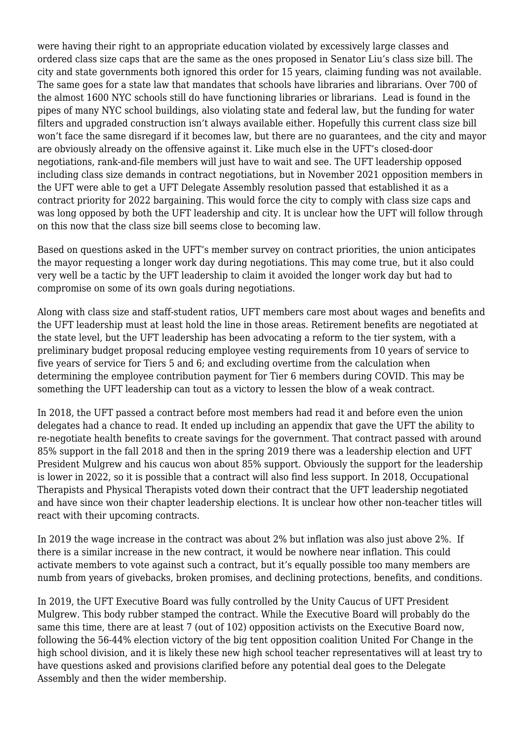were having their right to an appropriate education violated by excessively large classes and ordered class size caps that are the same as the ones proposed in Senator Liu's class size bill. The city and state governments both ignored this order for 15 years, claiming funding was not available. The same goes for a state law that mandates that schools have libraries and librarians. Over 700 of the almost 1600 NYC schools still do have functioning libraries or librarians. Lead is found in the pipes of many NYC school buildings, also violating state and federal law, but the funding for water filters and upgraded construction isn't always available either. Hopefully this current class size bill won't face the same disregard if it becomes law, but there are no guarantees, and the city and mayor are obviously already on the offensive against it. Like much else in the UFT's closed-door negotiations, rank-and-file members will just have to wait and see. The UFT leadership opposed including class size demands in contract negotiations, but in November 2021 opposition members in the UFT were able to get a UFT Delegate Assembly resolution passed that established it as a contract priority for 2022 bargaining. This would force the city to comply with class size caps and was long opposed by both the UFT leadership and city. It is unclear how the UFT will follow through on this now that the class size bill seems close to becoming law.

Based on questions asked in the UFT's member survey on contract priorities, the union anticipates the mayor requesting a longer work day during negotiations. This may come true, but it also could very well be a tactic by the UFT leadership to claim it avoided the longer work day but had to compromise on some of its own goals during negotiations.

Along with class size and staff-student ratios, UFT members care most about wages and benefits and the UFT leadership must at least hold the line in those areas. Retirement benefits are negotiated at the state level, but the UFT leadership has been advocating a reform to the tier system, with a preliminary budget proposal reducing employee vesting requirements from 10 years of service to five years of service for Tiers 5 and 6; and excluding overtime from the calculation when determining the employee contribution payment for Tier 6 members during COVID. This may be something the UFT leadership can tout as a victory to lessen the blow of a weak contract.

In 2018, the UFT passed a contract before most members had read it and before even the union delegates had a chance to read. It ended up including an appendix that gave the UFT the ability to re-negotiate health benefits to create savings for the government. That contract passed with around 85% support in the fall 2018 and then in the spring 2019 there was a leadership election and UFT President Mulgrew and his caucus won about 85% support. Obviously the support for the leadership is lower in 2022, so it is possible that a contract will also find less support. In 2018, Occupational Therapists and Physical Therapists voted down their contract that the UFT leadership negotiated and have since won their chapter leadership elections. It is unclear how other non-teacher titles will react with their upcoming contracts.

In 2019 the wage increase in the contract was about 2% but inflation was also just above 2%. If there is a similar increase in the new contract, it would be nowhere near inflation. This could activate members to vote against such a contract, but it's equally possible too many members are numb from years of givebacks, broken promises, and declining protections, benefits, and conditions.

In 2019, the UFT Executive Board was fully controlled by the Unity Caucus of UFT President Mulgrew. This body rubber stamped the contract. While the Executive Board will probably do the same this time, there are at least 7 (out of 102) opposition activists on the Executive Board now, following the 56-44% election victory of the big tent opposition coalition United For Change in the high school division, and it is likely these new high school teacher representatives will at least try to have questions asked and provisions clarified before any potential deal goes to the Delegate Assembly and then the wider membership.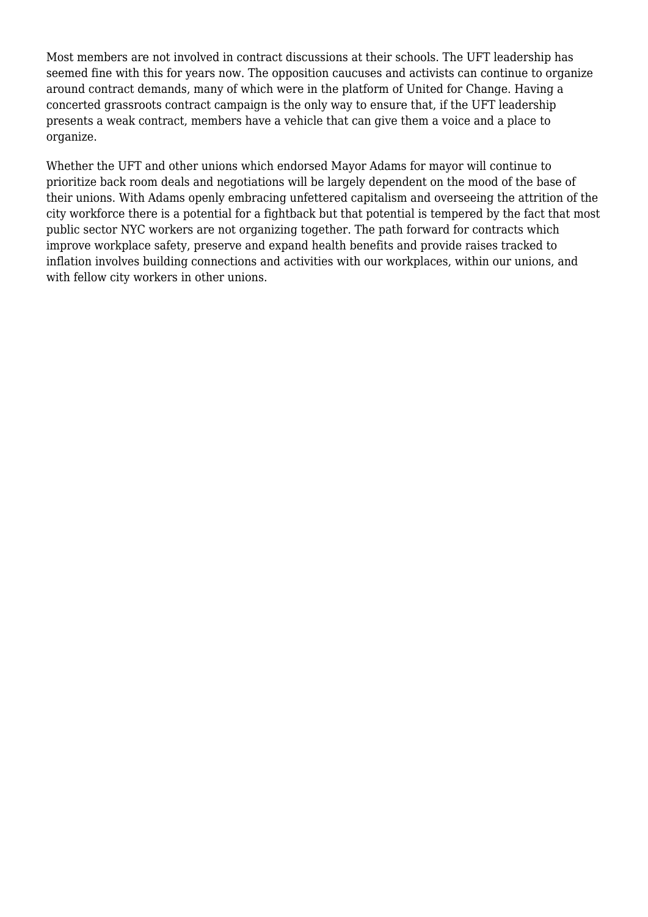Most members are not involved in contract discussions at their schools. The UFT leadership has seemed fine with this for years now. The opposition caucuses and activists can continue to organize around contract demands, many of which were in the platform of United for Change. Having a concerted grassroots contract campaign is the only way to ensure that, if the UFT leadership presents a weak contract, members have a vehicle that can give them a voice and a place to organize.

Whether the UFT and other unions which endorsed Mayor Adams for mayor will continue to prioritize back room deals and negotiations will be largely dependent on the mood of the base of their unions. With Adams openly embracing unfettered capitalism and overseeing the attrition of the city workforce there is a potential for a fightback but that potential is tempered by the fact that most public sector NYC workers are not organizing together. The path forward for contracts which improve workplace safety, preserve and expand health benefits and provide raises tracked to inflation involves building connections and activities with our workplaces, within our unions, and with fellow city workers in other unions.